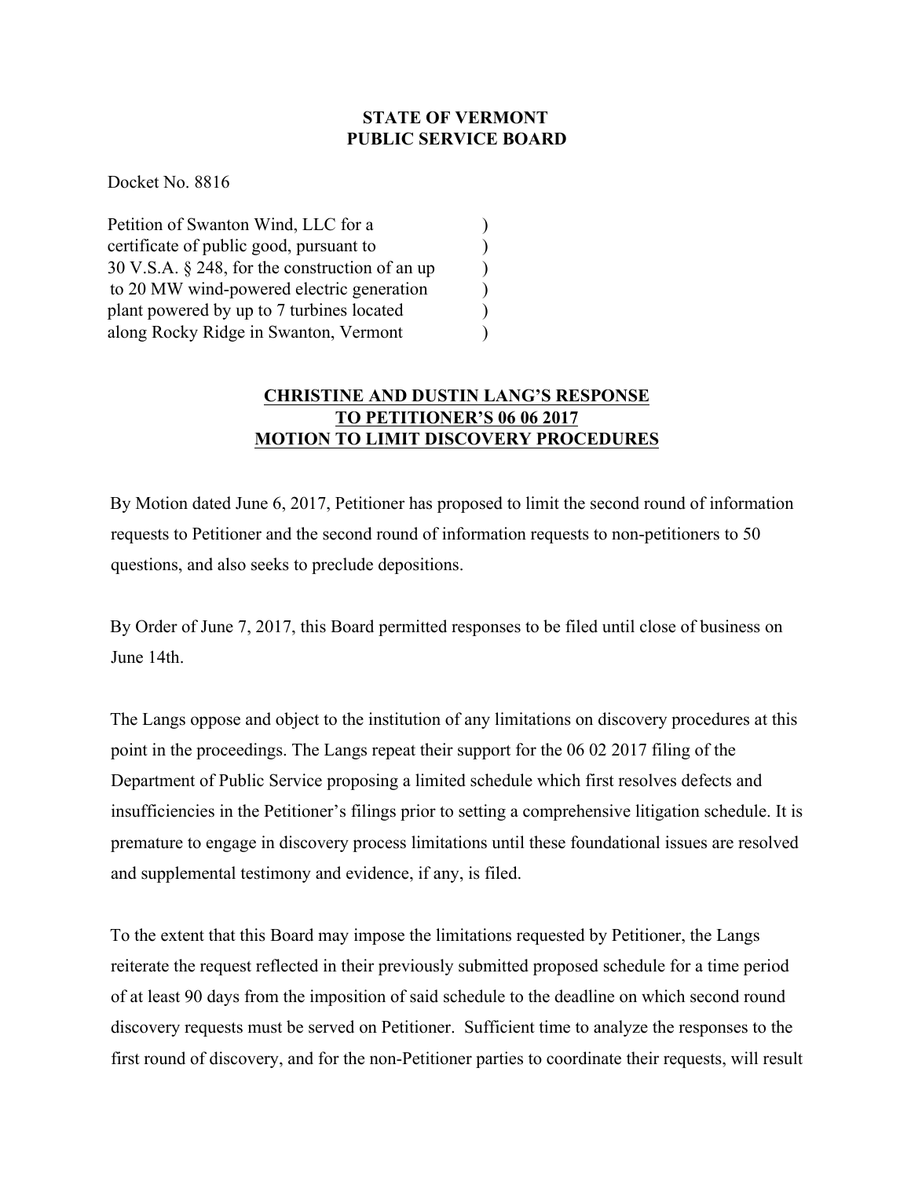**STATE OF VERMONT**
**PUBLIC SERVICE BOARD**

Docket No. 8816

| | |
|---|---|
| Petition of Swanton Wind, LLC for a | ) |
| certificate of public good, pursuant to | ) |
| 30 V.S.A. § 248, for the construction of an up | ) |
| to 20 MW wind-powered electric generation | ) |
| plant powered by up to 7 turbines located | ) |
| along Rocky Ridge in Swanton, Vermont | ) |

**CHRISTINE AND DUSTIN LANG'S RESPONSE TO PETITIONER'S 06 06 2017 MOTION TO LIMIT DISCOVERY PROCEDURES**

By Motion dated June 6, 2017, Petitioner has proposed to limit the second round of information requests to Petitioner and the second round of information requests to non-petitioners to 50 questions, and also seeks to preclude depositions.

By Order of June 7, 2017, this Board permitted responses to be filed until close of business on June 14th.

The Langs oppose and object to the institution of any limitations on discovery procedures at this point in the proceedings. The Langs repeat their support for the 06 02 2017 filing of the Department of Public Service proposing a limited schedule which first resolves defects and insufficiencies in the Petitioner's filings prior to setting a comprehensive litigation schedule. It is premature to engage in discovery process limitations until these foundational issues are resolved and supplemental testimony and evidence, if any, is filed.

To the extent that this Board may impose the limitations requested by Petitioner, the Langs reiterate the request reflected in their previously submitted proposed schedule for a time period of at least 90 days from the imposition of said schedule to the deadline on which second round discovery requests must be served on Petitioner. Sufficient time to analyze the responses to the first round of discovery, and for the non-Petitioner parties to coordinate their requests, will result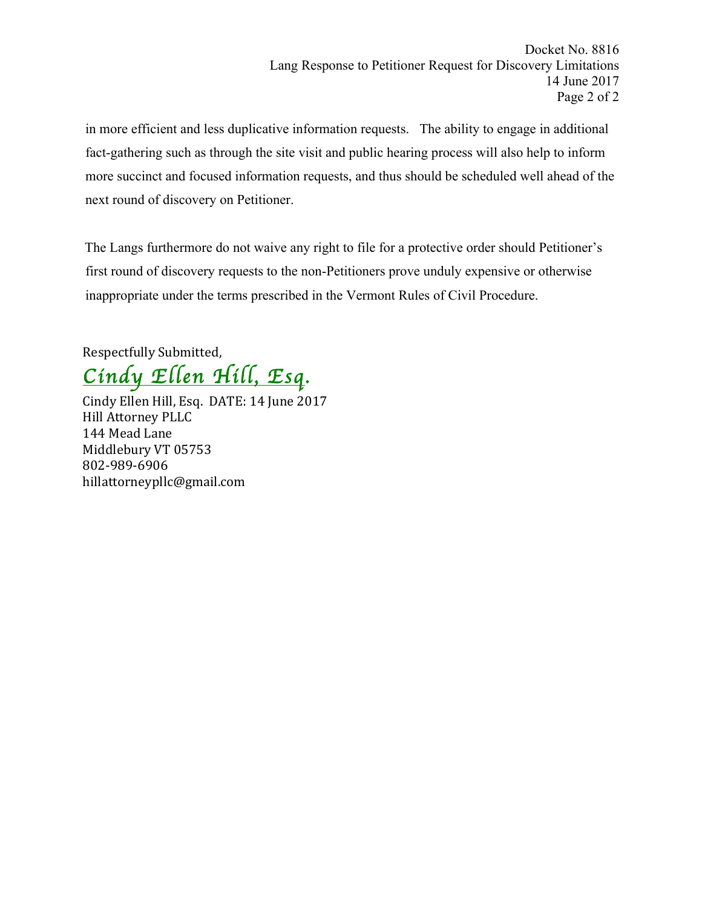in more efficient and less duplicative information requests. The ability to engage in additional fact-gathering such as through the site visit and public hearing process will also help to inform more succinct and focused information requests, and thus should be scheduled well ahead of the next round of discovery on Petitioner.

The Langs furthermore do not waive any right to file for a protective order should Petitioner's first round of discovery requests to the non-Petitioners prove unduly expensive or otherwise inappropriate under the terms prescribed in the Vermont Rules of Civil Procedure.

Respectfully Submitted,

*Cindy Ellen Hill, Esq.*

Cindy Ellen Hill, Esq. DATE: 14 June 2017
Hill Attorney PLLC
144 Mead Lane
Middlebury VT 05753
802-989-6906
hillattorneypllc@gmail.com